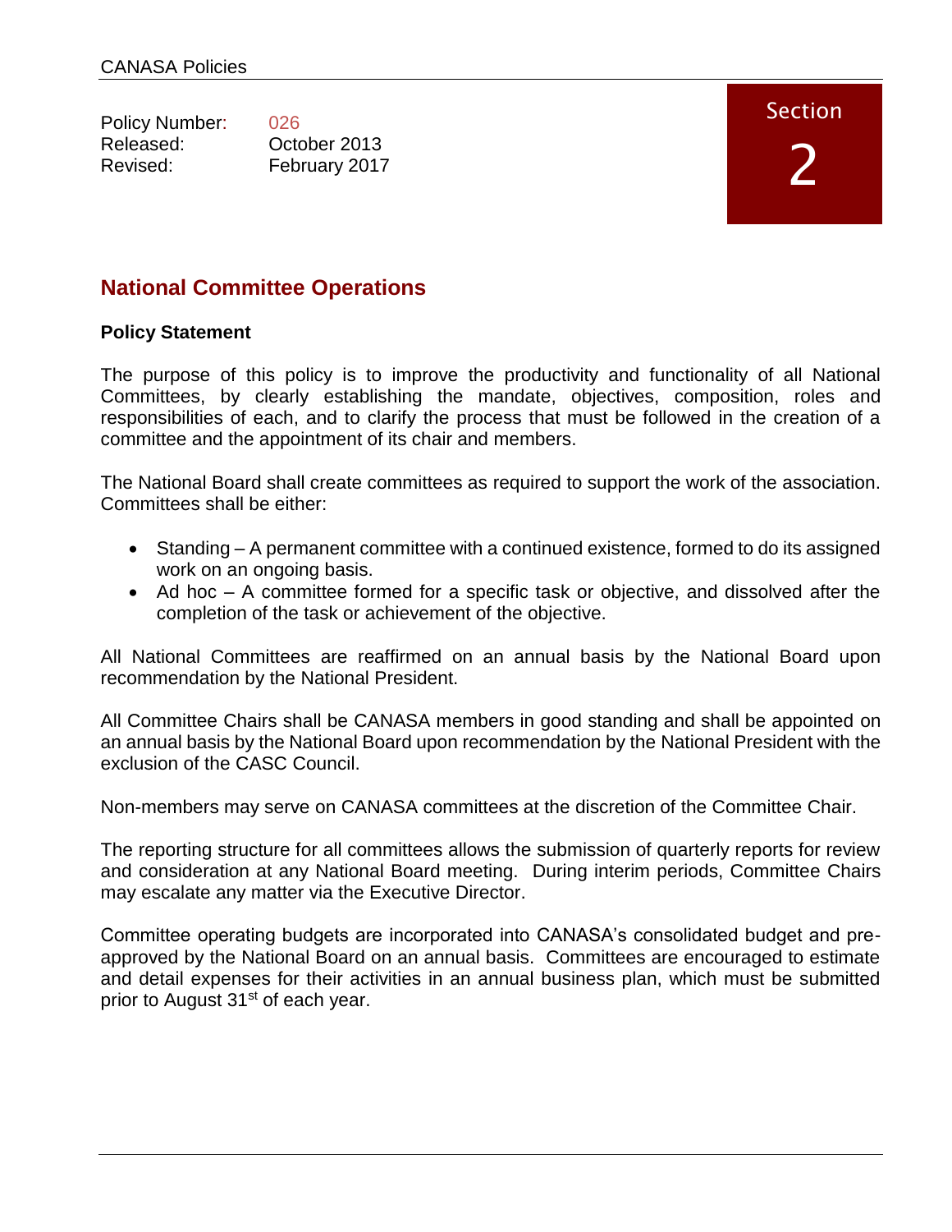Policy Number: 026
Released: October 2013
Revised: February 2017

Section 2

## National Committee Operations

**Policy Statement**

The purpose of this policy is to improve the productivity and functionality of all National Committees, by clearly establishing the mandate, objectives, composition, roles and responsibilities of each, and to clarify the process that must be followed in the creation of a committee and the appointment of its chair and members.

The National Board shall create committees as required to support the work of the association. Committees shall be either:

- Standing – A permanent committee with a continued existence, formed to do its assigned work on an ongoing basis.
- Ad hoc – A committee formed for a specific task or objective, and dissolved after the completion of the task or achievement of the objective.

All National Committees are reaffirmed on an annual basis by the National Board upon recommendation by the National President.

All Committee Chairs shall be CANASA members in good standing and shall be appointed on an annual basis by the National Board upon recommendation by the National President with the exclusion of the CASC Council.

Non-members may serve on CANASA committees at the discretion of the Committee Chair.

The reporting structure for all committees allows the submission of quarterly reports for review and consideration at any National Board meeting. During interim periods, Committee Chairs may escalate any matter via the Executive Director.

Committee operating budgets are incorporated into CANASA's consolidated budget and pre-approved by the National Board on an annual basis. Committees are encouraged to estimate and detail expenses for their activities in an annual business plan, which must be submitted prior to August 31st of each year.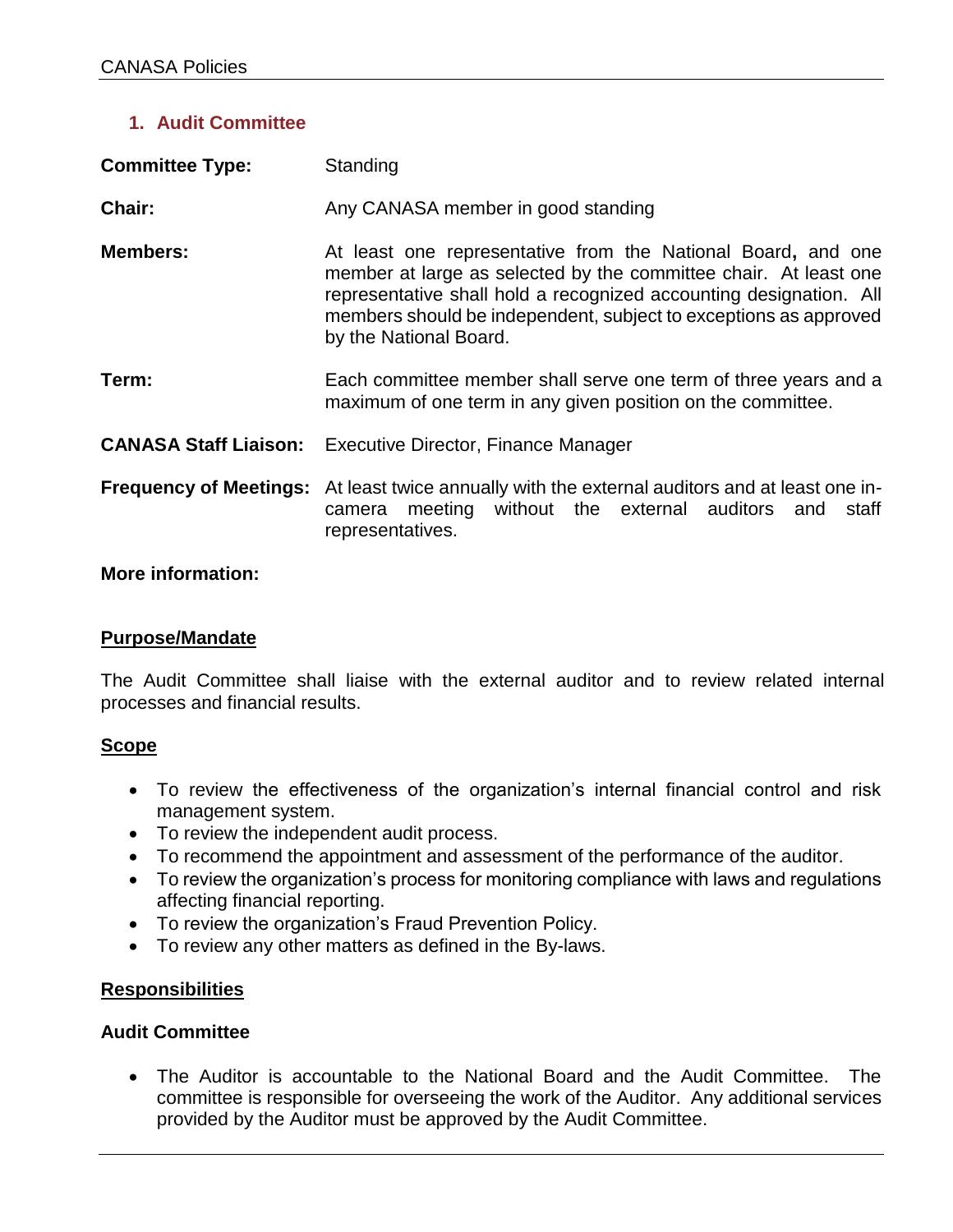## 1. Audit Committee

**Committee Type:** Standing

**Chair:** Any CANASA member in good standing

**Members:** At least one representative from the National Board**,** and one member at large as selected by the committee chair. At least one representative shall hold a recognized accounting designation. All members should be independent, subject to exceptions as approved by the National Board.

**Term:** Each committee member shall serve one term of three years and a maximum of one term in any given position on the committee.

**CANASA Staff Liaison:** Executive Director, Finance Manager

**Frequency of Meetings:** At least twice annually with the external auditors and at least one in-camera meeting without the external auditors and staff representatives.

**More information:**

**<u>Purpose/Mandate</u>**

The Audit Committee shall liaise with the external auditor and to review related internal processes and financial results.

**<u>Scope</u>**

- To review the effectiveness of the organization's internal financial control and risk management system.
- To review the independent audit process.
- To recommend the appointment and assessment of the performance of the auditor.
- To review the organization's process for monitoring compliance with laws and regulations affecting financial reporting.
- To review the organization's Fraud Prevention Policy.
- To review any other matters as defined in the By-laws.

**<u>Responsibilities</u>**

**Audit Committee**

- The Auditor is accountable to the National Board and the Audit Committee. The committee is responsible for overseeing the work of the Auditor. Any additional services provided by the Auditor must be approved by the Audit Committee.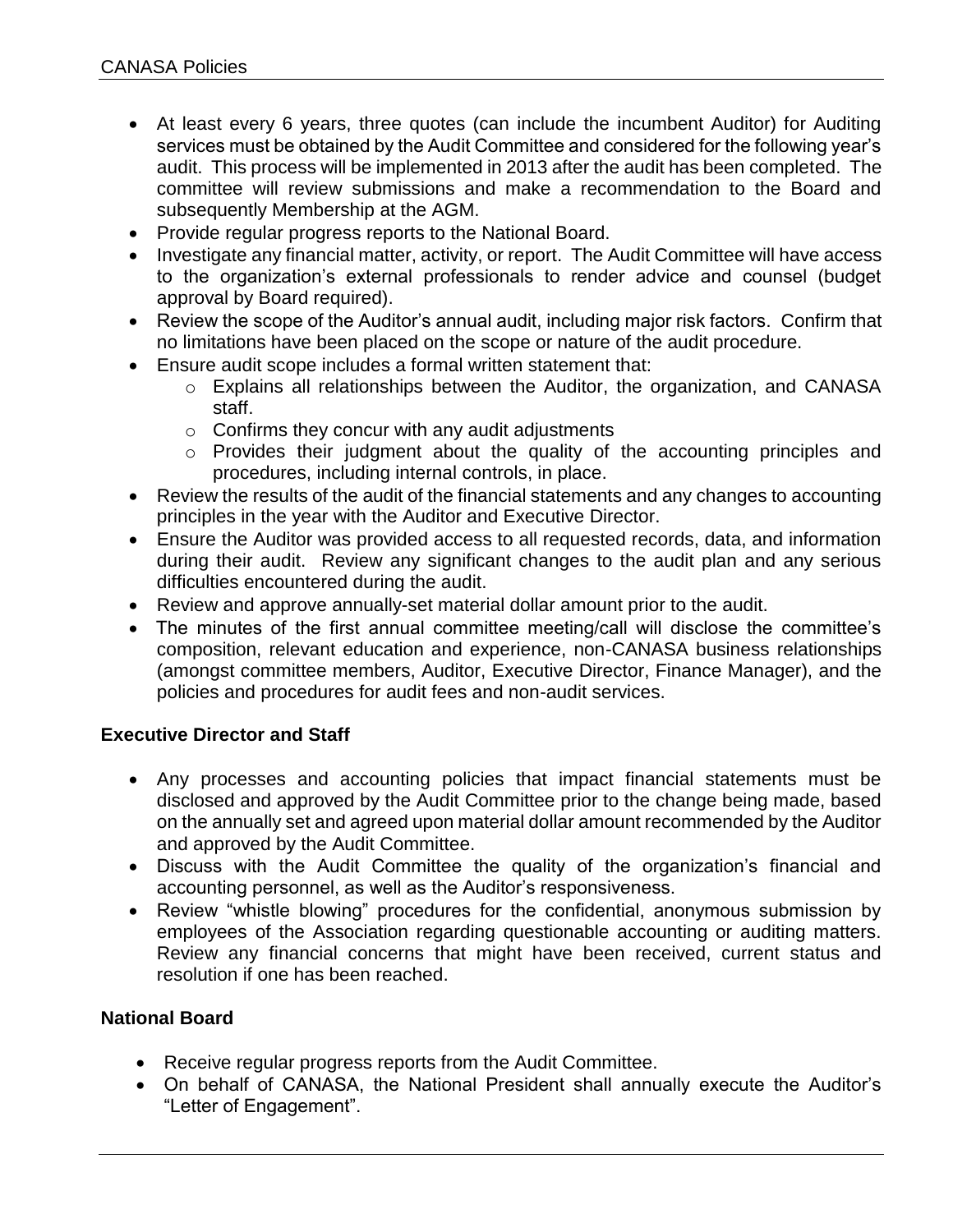- At least every 6 years, three quotes (can include the incumbent Auditor) for Auditing services must be obtained by the Audit Committee and considered for the following year's audit. This process will be implemented in 2013 after the audit has been completed. The committee will review submissions and make a recommendation to the Board and subsequently Membership at the AGM.
- Provide regular progress reports to the National Board.
- Investigate any financial matter, activity, or report. The Audit Committee will have access to the organization's external professionals to render advice and counsel (budget approval by Board required).
- Review the scope of the Auditor's annual audit, including major risk factors. Confirm that no limitations have been placed on the scope or nature of the audit procedure.
- Ensure audit scope includes a formal written statement that:
  - Explains all relationships between the Auditor, the organization, and CANASA staff.
  - Confirms they concur with any audit adjustments
  - Provides their judgment about the quality of the accounting principles and procedures, including internal controls, in place.
- Review the results of the audit of the financial statements and any changes to accounting principles in the year with the Auditor and Executive Director.
- Ensure the Auditor was provided access to all requested records, data, and information during their audit. Review any significant changes to the audit plan and any serious difficulties encountered during the audit.
- Review and approve annually-set material dollar amount prior to the audit.
- The minutes of the first annual committee meeting/call will disclose the committee's composition, relevant education and experience, non-CANASA business relationships (amongst committee members, Auditor, Executive Director, Finance Manager), and the policies and procedures for audit fees and non-audit services.

**Executive Director and Staff**

- Any processes and accounting policies that impact financial statements must be disclosed and approved by the Audit Committee prior to the change being made, based on the annually set and agreed upon material dollar amount recommended by the Auditor and approved by the Audit Committee.
- Discuss with the Audit Committee the quality of the organization's financial and accounting personnel, as well as the Auditor's responsiveness.
- Review "whistle blowing" procedures for the confidential, anonymous submission by employees of the Association regarding questionable accounting or auditing matters. Review any financial concerns that might have been received, current status and resolution if one has been reached.

**National Board**

- Receive regular progress reports from the Audit Committee.
- On behalf of CANASA, the National President shall annually execute the Auditor's "Letter of Engagement".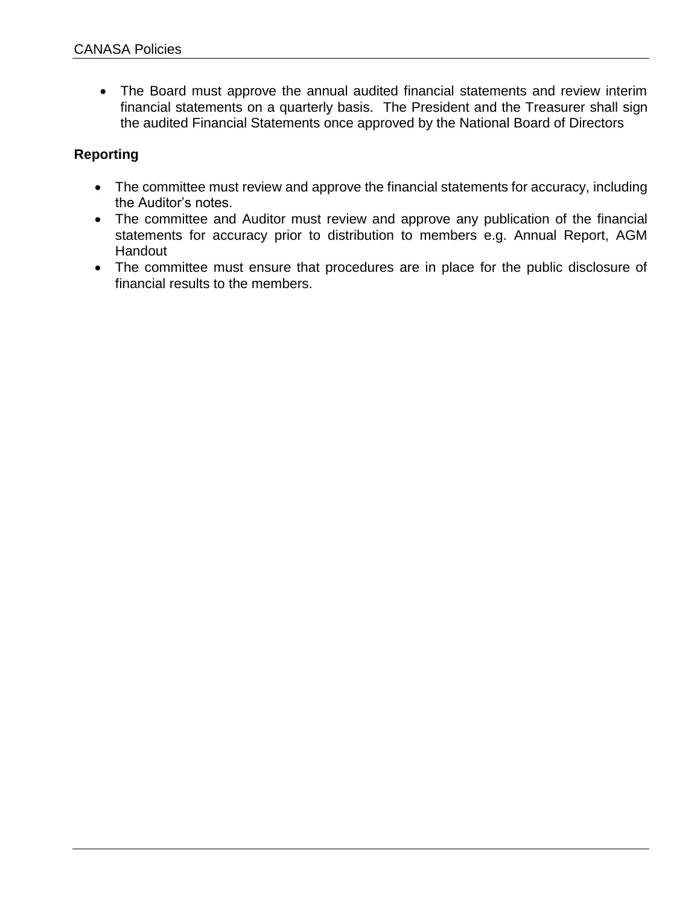- The Board must approve the annual audited financial statements and review interim financial statements on a quarterly basis. The President and the Treasurer shall sign the audited Financial Statements once approved by the National Board of Directors

**Reporting**

- The committee must review and approve the financial statements for accuracy, including the Auditor's notes.
- The committee and Auditor must review and approve any publication of the financial statements for accuracy prior to distribution to members e.g. Annual Report, AGM Handout
- The committee must ensure that procedures are in place for the public disclosure of financial results to the members.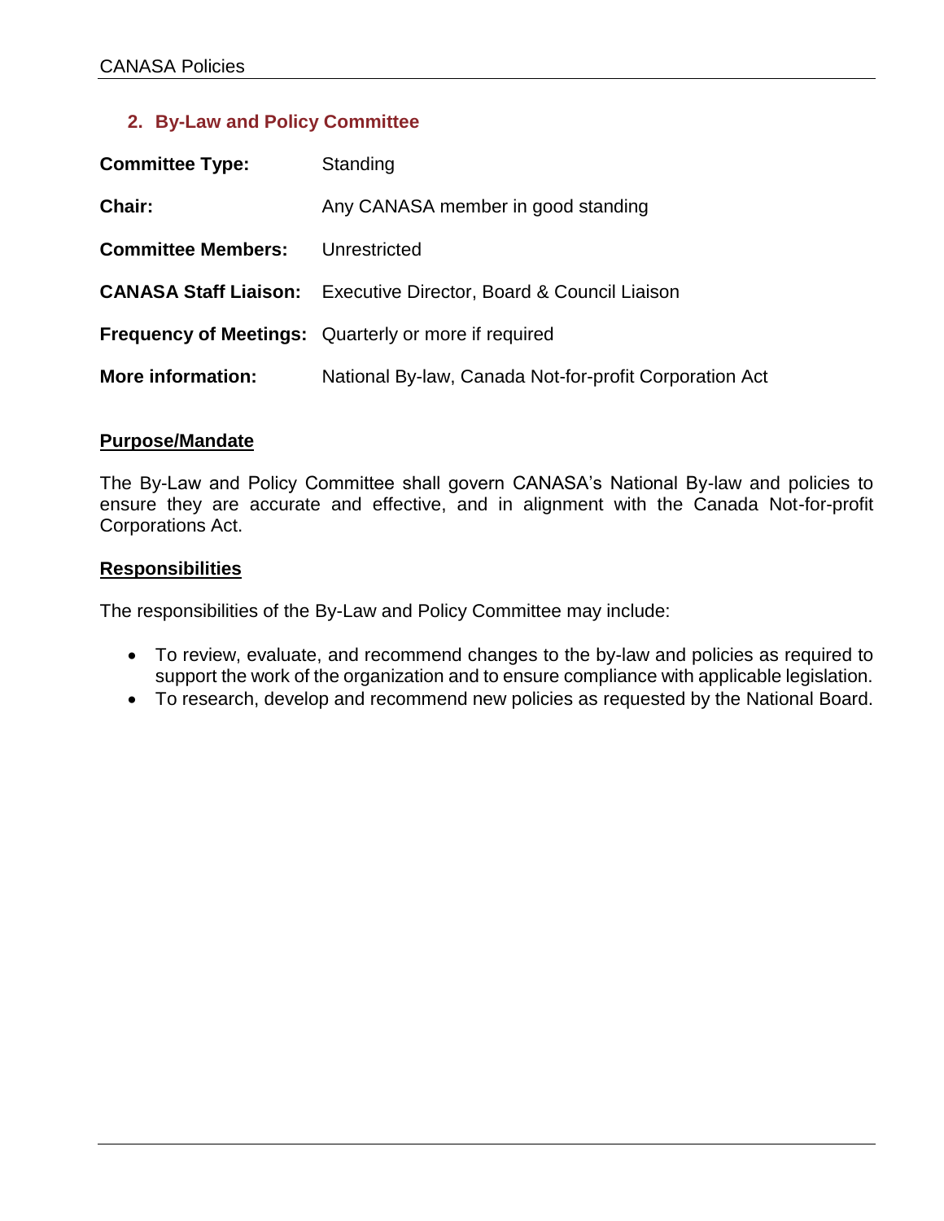## 2. By-Law and Policy Committee

| | |
|---|---|
| **Committee Type:** | Standing |
| **Chair:** | Any CANASA member in good standing |
| **Committee Members:** | Unrestricted |
| **CANASA Staff Liaison:** | Executive Director, Board & Council Liaison |
| **Frequency of Meetings:** | Quarterly or more if required |
| **More information:** | National By-law, Canada Not-for-profit Corporation Act |

**Purpose/Mandate**

The By-Law and Policy Committee shall govern CANASA's National By-law and policies to ensure they are accurate and effective, and in alignment with the Canada Not-for-profit Corporations Act.

**Responsibilities**

The responsibilities of the By-Law and Policy Committee may include:

- To review, evaluate, and recommend changes to the by-law and policies as required to support the work of the organization and to ensure compliance with applicable legislation.
- To research, develop and recommend new policies as requested by the National Board.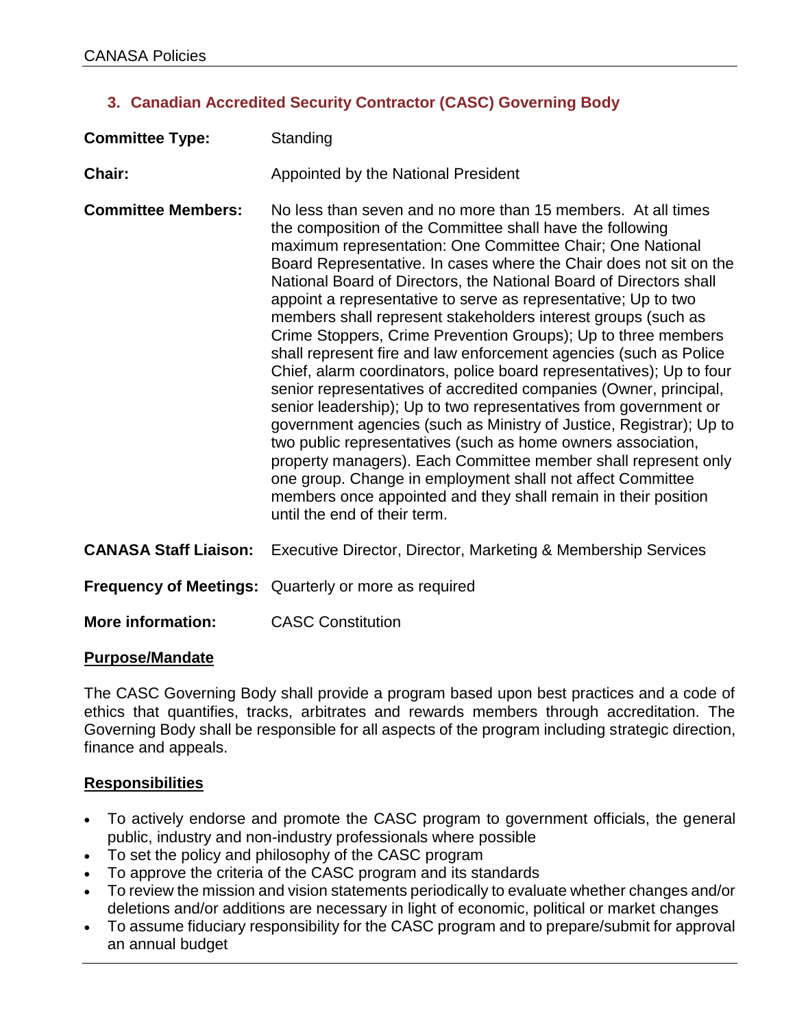## 3. Canadian Accredited Security Contractor (CASC) Governing Body

**Committee Type:** Standing

**Chair:** Appointed by the National President

**Committee Members:** No less than seven and no more than 15 members. At all times the composition of the Committee shall have the following maximum representation: One Committee Chair; One National Board Representative. In cases where the Chair does not sit on the National Board of Directors, the National Board of Directors shall appoint a representative to serve as representative; Up to two members shall represent stakeholders interest groups (such as Crime Stoppers, Crime Prevention Groups); Up to three members shall represent fire and law enforcement agencies (such as Police Chief, alarm coordinators, police board representatives); Up to four senior representatives of accredited companies (Owner, principal, senior leadership); Up to two representatives from government or government agencies (such as Ministry of Justice, Registrar); Up to two public representatives (such as home owners association, property managers). Each Committee member shall represent only one group. Change in employment shall not affect Committee members once appointed and they shall remain in their position until the end of their term.

**CANASA Staff Liaison:** Executive Director, Director, Marketing & Membership Services

**Frequency of Meetings:** Quarterly or more as required

**More information:** CASC Constitution

### Purpose/Mandate

The CASC Governing Body shall provide a program based upon best practices and a code of ethics that quantifies, tracks, arbitrates and rewards members through accreditation. The Governing Body shall be responsible for all aspects of the program including strategic direction, finance and appeals.

### Responsibilities

- To actively endorse and promote the CASC program to government officials, the general public, industry and non-industry professionals where possible
- To set the policy and philosophy of the CASC program
- To approve the criteria of the CASC program and its standards
- To review the mission and vision statements periodically to evaluate whether changes and/or deletions and/or additions are necessary in light of economic, political or market changes
- To assume fiduciary responsibility for the CASC program and to prepare/submit for approval an annual budget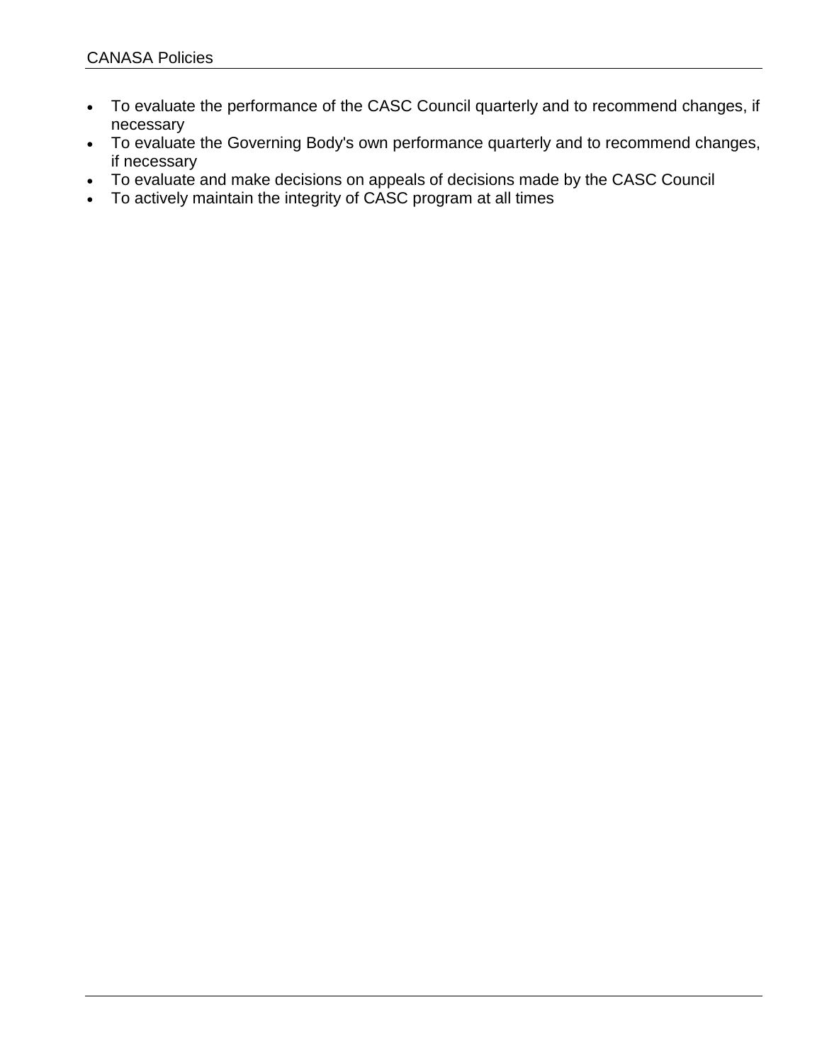- To evaluate the performance of the CASC Council quarterly and to recommend changes, if necessary
- To evaluate the Governing Body's own performance quarterly and to recommend changes, if necessary
- To evaluate and make decisions on appeals of decisions made by the CASC Council
- To actively maintain the integrity of CASC program at all times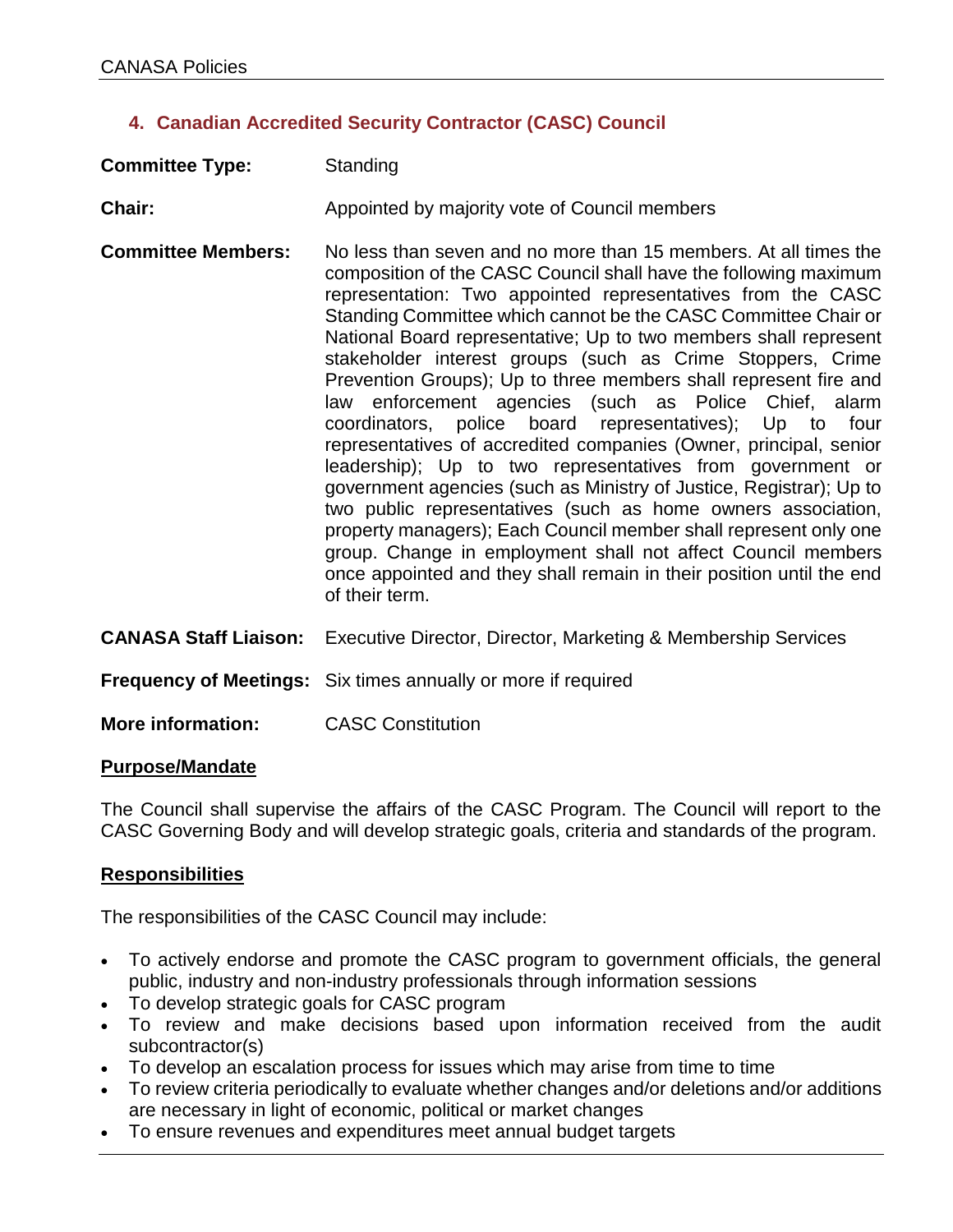## 4. Canadian Accredited Security Contractor (CASC) Council

**Committee Type:** Standing

**Chair:** Appointed by majority vote of Council members

**Committee Members:** No less than seven and no more than 15 members. At all times the composition of the CASC Council shall have the following maximum representation: Two appointed representatives from the CASC Standing Committee which cannot be the CASC Committee Chair or National Board representative; Up to two members shall represent stakeholder interest groups (such as Crime Stoppers, Crime Prevention Groups); Up to three members shall represent fire and law enforcement agencies (such as Police Chief, alarm coordinators, police board representatives); Up to four representatives of accredited companies (Owner, principal, senior leadership); Up to two representatives from government or government agencies (such as Ministry of Justice, Registrar); Up to two public representatives (such as home owners association, property managers); Each Council member shall represent only one group. Change in employment shall not affect Council members once appointed and they shall remain in their position until the end of their term.

**CANASA Staff Liaison:** Executive Director, Director, Marketing & Membership Services

**Frequency of Meetings:** Six times annually or more if required

**More information:** CASC Constitution

### Purpose/Mandate

The Council shall supervise the affairs of the CASC Program. The Council will report to the CASC Governing Body and will develop strategic goals, criteria and standards of the program.

### Responsibilities

The responsibilities of the CASC Council may include:

- To actively endorse and promote the CASC program to government officials, the general public, industry and non-industry professionals through information sessions
- To develop strategic goals for CASC program
- To review and make decisions based upon information received from the audit subcontractor(s)
- To develop an escalation process for issues which may arise from time to time
- To review criteria periodically to evaluate whether changes and/or deletions and/or additions are necessary in light of economic, political or market changes
- To ensure revenues and expenditures meet annual budget targets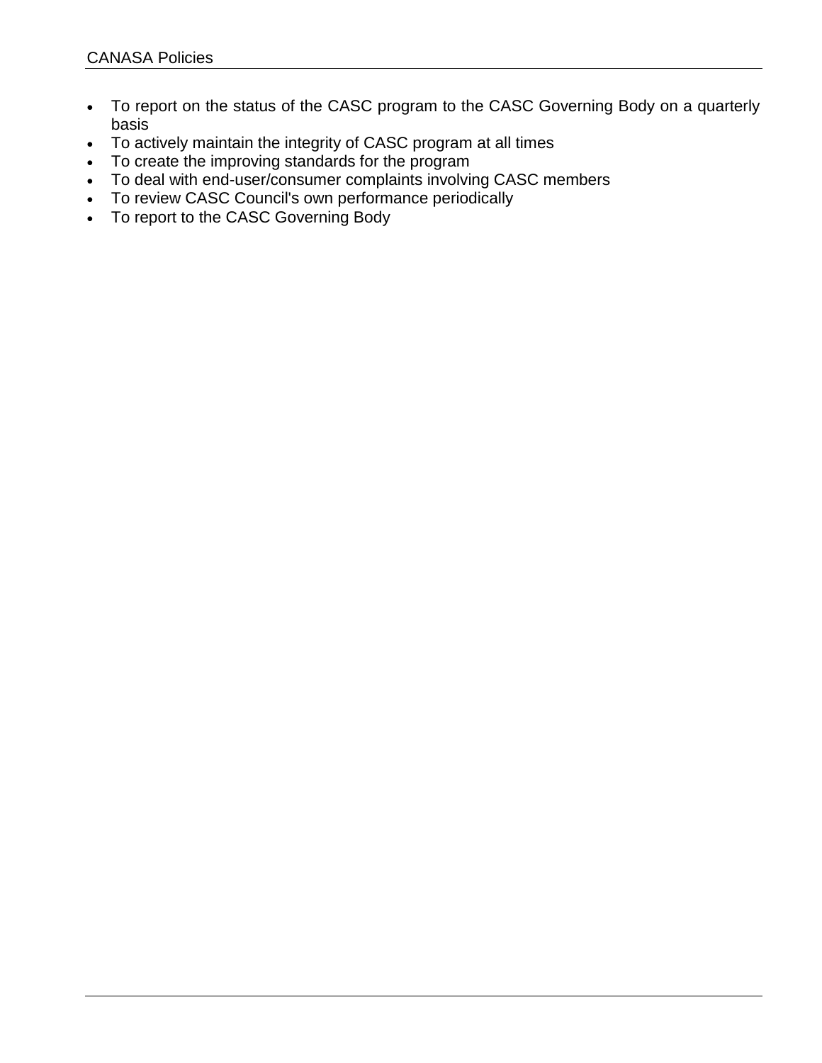- To report on the status of the CASC program to the CASC Governing Body on a quarterly basis
- To actively maintain the integrity of CASC program at all times
- To create the improving standards for the program
- To deal with end-user/consumer complaints involving CASC members
- To review CASC Council's own performance periodically
- To report to the CASC Governing Body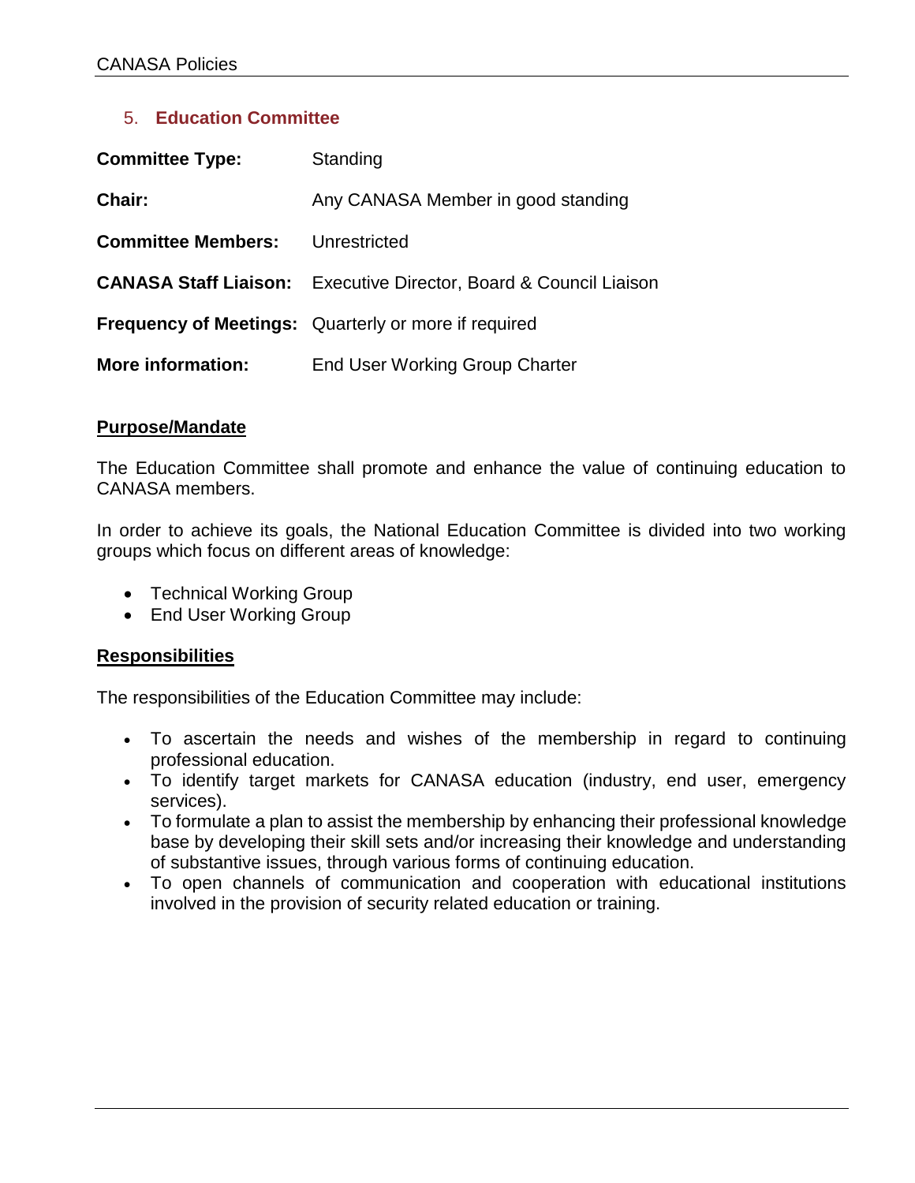## 5. Education Committee

| | |
|---|---|
| **Committee Type:** | Standing |
| **Chair:** | Any CANASA Member in good standing |
| **Committee Members:** | Unrestricted |
| **CANASA Staff Liaison:** | Executive Director, Board & Council Liaison |
| **Frequency of Meetings:** | Quarterly or more if required |
| **More information:** | End User Working Group Charter |

**Purpose/Mandate**

The Education Committee shall promote and enhance the value of continuing education to CANASA members.

In order to achieve its goals, the National Education Committee is divided into two working groups which focus on different areas of knowledge:

- Technical Working Group
- End User Working Group

**Responsibilities**

The responsibilities of the Education Committee may include:

- To ascertain the needs and wishes of the membership in regard to continuing professional education.
- To identify target markets for CANASA education (industry, end user, emergency services).
- To formulate a plan to assist the membership by enhancing their professional knowledge base by developing their skill sets and/or increasing their knowledge and understanding of substantive issues, through various forms of continuing education.
- To open channels of communication and cooperation with educational institutions involved in the provision of security related education or training.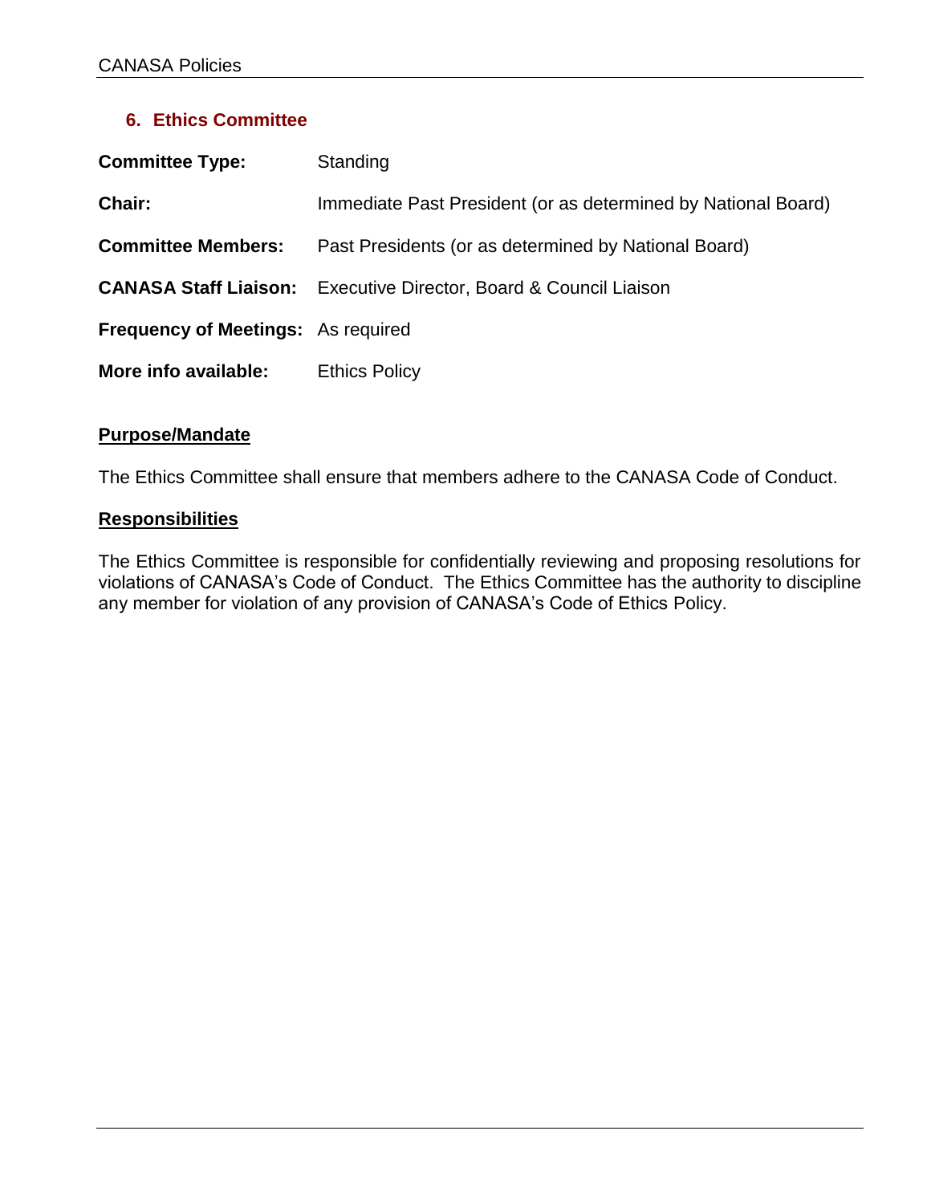## 6. Ethics Committee

**Committee Type:** Standing

**Chair:** Immediate Past President (or as determined by National Board)

**Committee Members:** Past Presidents (or as determined by National Board)

**CANASA Staff Liaison:** Executive Director, Board & Council Liaison

**Frequency of Meetings:** As required

**More info available:** Ethics Policy

### Purpose/Mandate

The Ethics Committee shall ensure that members adhere to the CANASA Code of Conduct.

### Responsibilities

The Ethics Committee is responsible for confidentially reviewing and proposing resolutions for violations of CANASA's Code of Conduct. The Ethics Committee has the authority to discipline any member for violation of any provision of CANASA's Code of Ethics Policy.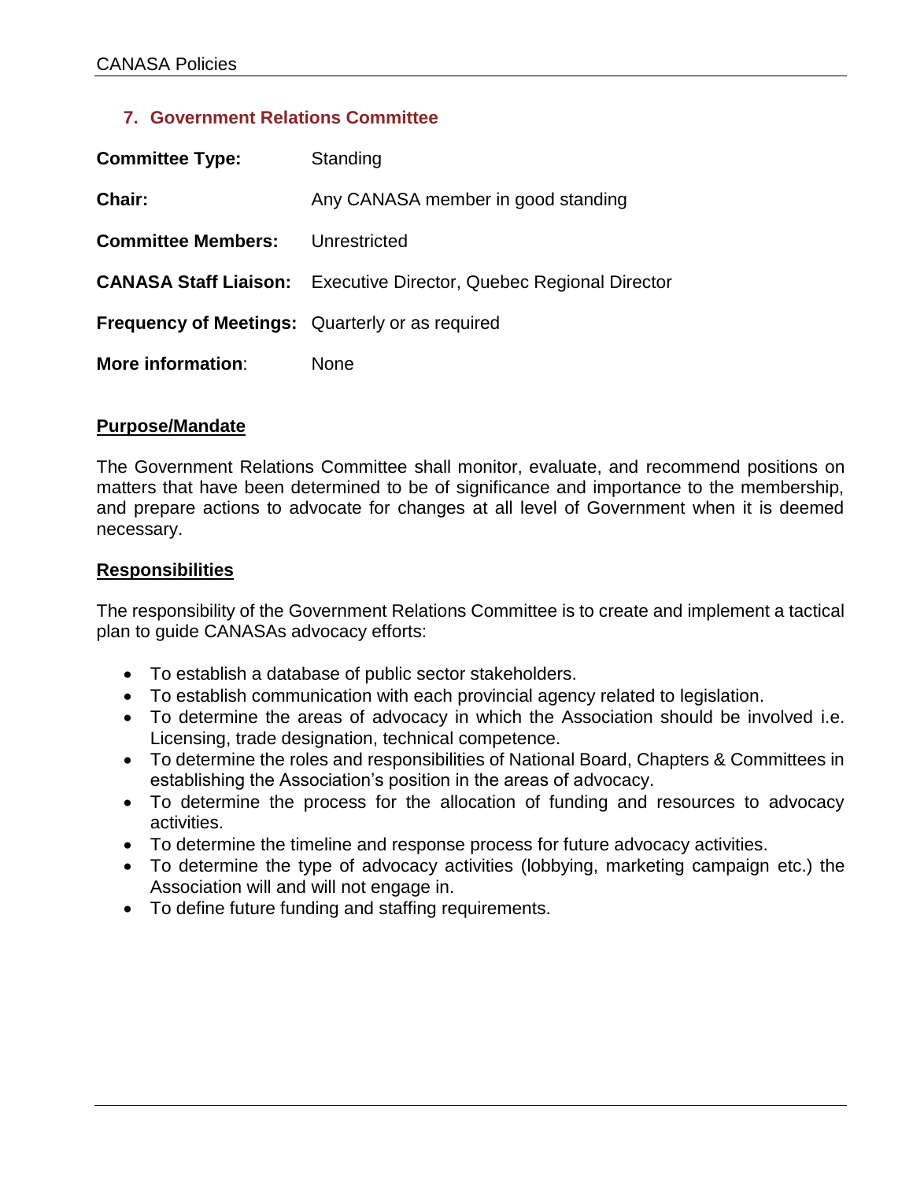## 7. Government Relations Committee

**Committee Type:** Standing

**Chair:** Any CANASA member in good standing

**Committee Members:** Unrestricted

**CANASA Staff Liaison:** Executive Director, Quebec Regional Director

**Frequency of Meetings:** Quarterly or as required

**More information**: None

**Purpose/Mandate**

The Government Relations Committee shall monitor, evaluate, and recommend positions on matters that have been determined to be of significance and importance to the membership, and prepare actions to advocate for changes at all level of Government when it is deemed necessary.

**Responsibilities**

The responsibility of the Government Relations Committee is to create and implement a tactical plan to guide CANASAs advocacy efforts:

- To establish a database of public sector stakeholders.
- To establish communication with each provincial agency related to legislation.
- To determine the areas of advocacy in which the Association should be involved i.e. Licensing, trade designation, technical competence.
- To determine the roles and responsibilities of National Board, Chapters & Committees in establishing the Association's position in the areas of advocacy.
- To determine the process for the allocation of funding and resources to advocacy activities.
- To determine the timeline and response process for future advocacy activities.
- To determine the type of advocacy activities (lobbying, marketing campaign etc.) the Association will and will not engage in.
- To define future funding and staffing requirements.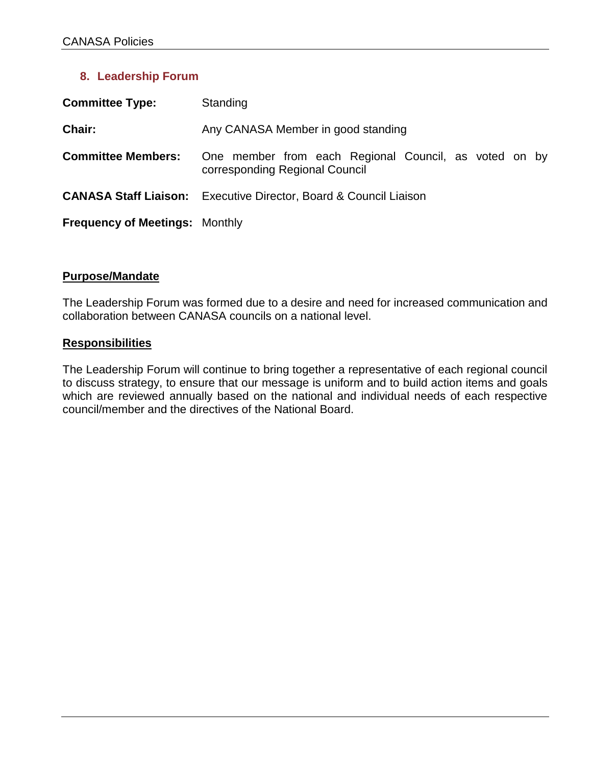## 8. Leadership Forum

**Committee Type:** Standing

**Chair:** Any CANASA Member in good standing

**Committee Members:** One member from each Regional Council, as voted on by corresponding Regional Council

**CANASA Staff Liaison:** Executive Director, Board & Council Liaison

**Frequency of Meetings:** Monthly

### Purpose/Mandate

The Leadership Forum was formed due to a desire and need for increased communication and collaboration between CANASA councils on a national level.

### Responsibilities

The Leadership Forum will continue to bring together a representative of each regional council to discuss strategy, to ensure that our message is uniform and to build action items and goals which are reviewed annually based on the national and individual needs of each respective council/member and the directives of the National Board.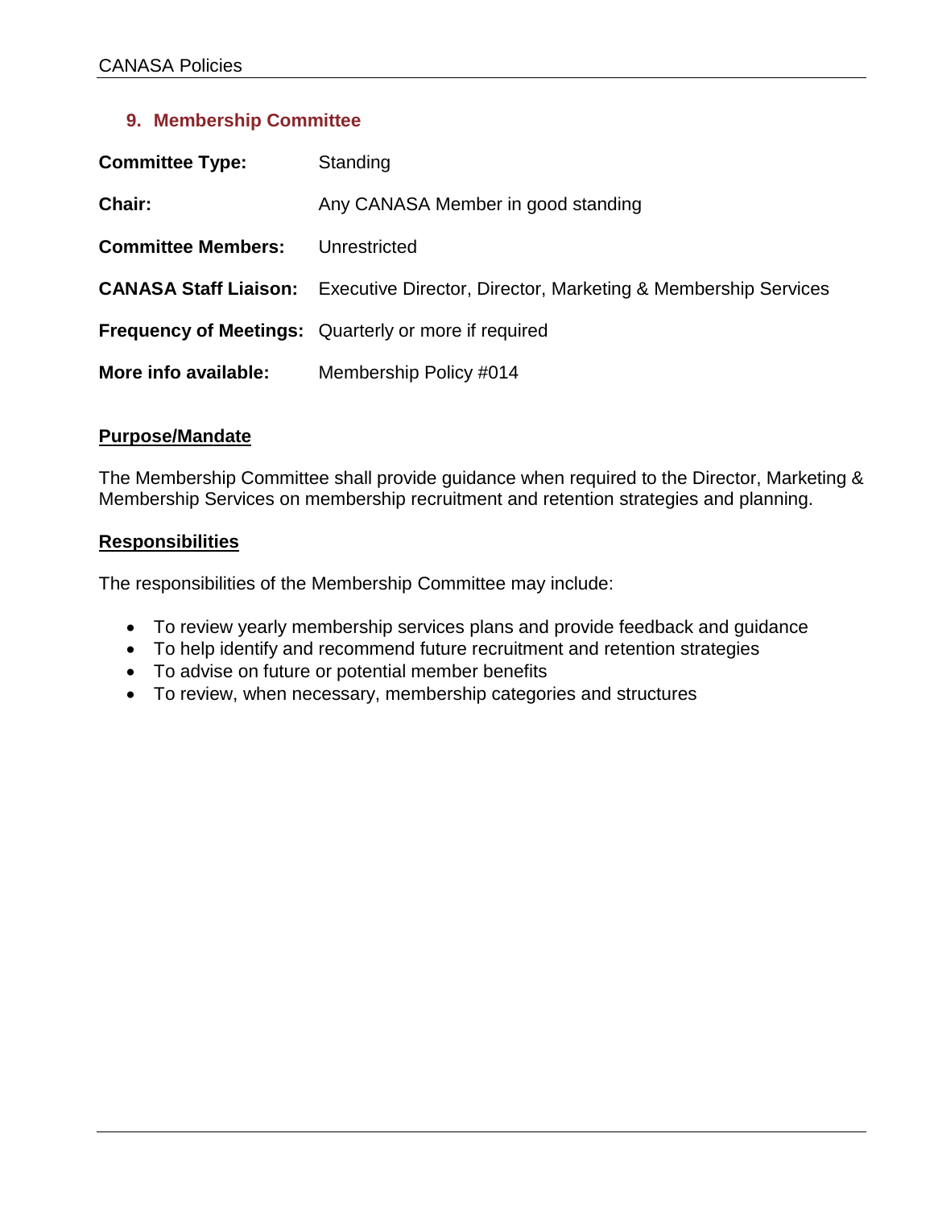## 9. Membership Committee

**Committee Type:** Standing

**Chair:** Any CANASA Member in good standing

**Committee Members:** Unrestricted

**CANASA Staff Liaison:** Executive Director, Director, Marketing & Membership Services

**Frequency of Meetings:** Quarterly or more if required

**More info available:** Membership Policy #014

**Purpose/Mandate**

The Membership Committee shall provide guidance when required to the Director, Marketing & Membership Services on membership recruitment and retention strategies and planning.

**Responsibilities**

The responsibilities of the Membership Committee may include:

- To review yearly membership services plans and provide feedback and guidance
- To help identify and recommend future recruitment and retention strategies
- To advise on future or potential member benefits
- To review, when necessary, membership categories and structures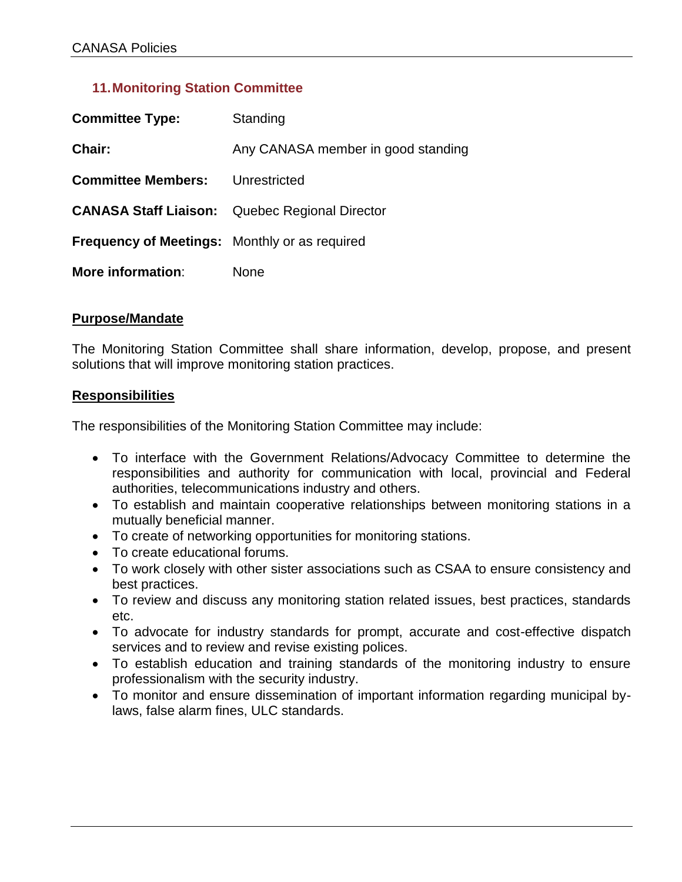## 11. Monitoring Station Committee

**Committee Type:** Standing

**Chair:** Any CANASA member in good standing

**Committee Members:** Unrestricted

**CANASA Staff Liaison:** Quebec Regional Director

**Frequency of Meetings:** Monthly or as required

**More information**: None

### Purpose/Mandate

The Monitoring Station Committee shall share information, develop, propose, and present solutions that will improve monitoring station practices.

### Responsibilities

The responsibilities of the Monitoring Station Committee may include:

- To interface with the Government Relations/Advocacy Committee to determine the responsibilities and authority for communication with local, provincial and Federal authorities, telecommunications industry and others.
- To establish and maintain cooperative relationships between monitoring stations in a mutually beneficial manner.
- To create of networking opportunities for monitoring stations.
- To create educational forums.
- To work closely with other sister associations such as CSAA to ensure consistency and best practices.
- To review and discuss any monitoring station related issues, best practices, standards etc.
- To advocate for industry standards for prompt, accurate and cost-effective dispatch services and to review and revise existing polices.
- To establish education and training standards of the monitoring industry to ensure professionalism with the security industry.
- To monitor and ensure dissemination of important information regarding municipal by-laws, false alarm fines, ULC standards.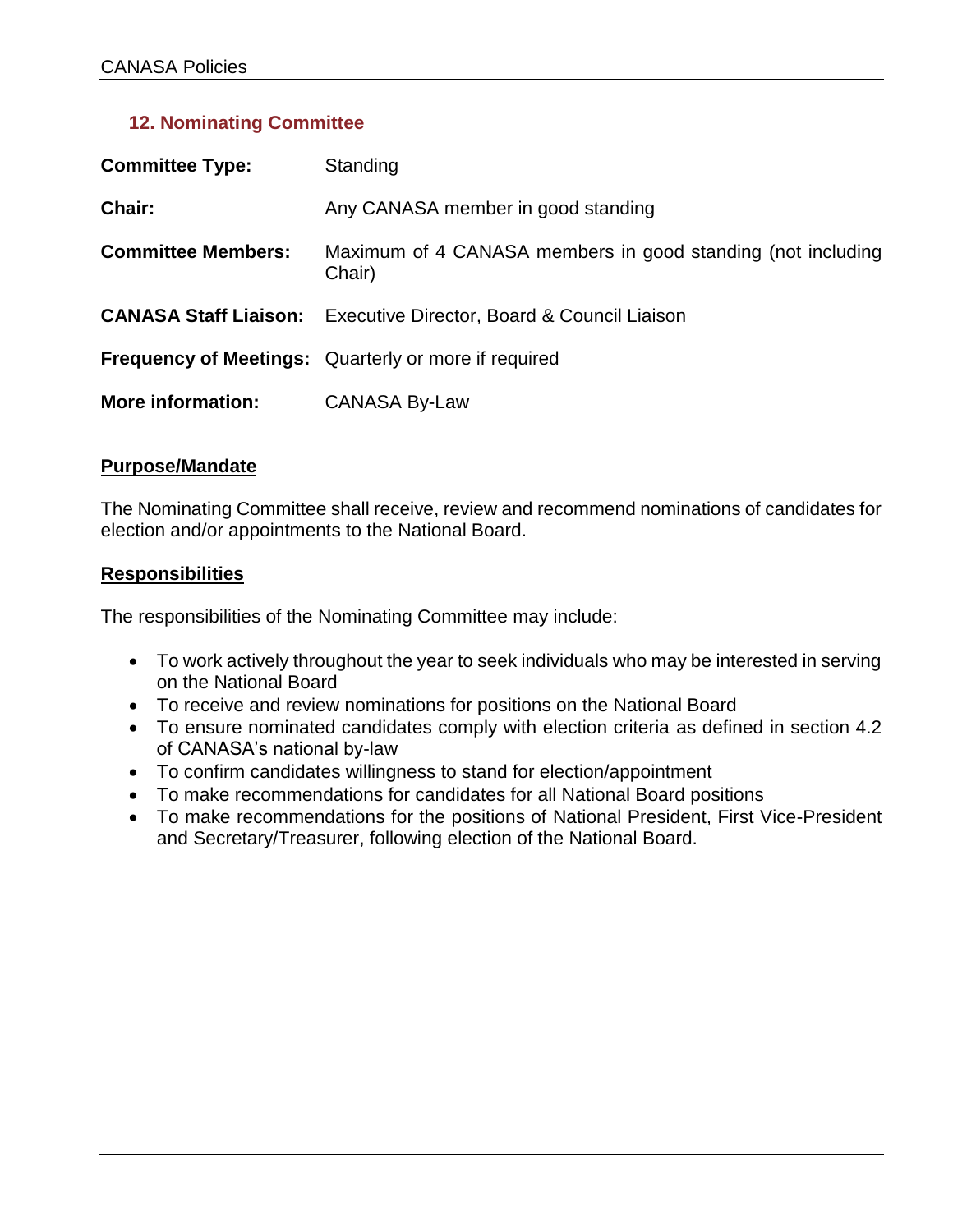## 12. Nominating Committee

| | |
|---|---|
| **Committee Type:** | Standing |
| **Chair:** | Any CANASA member in good standing |
| **Committee Members:** | Maximum of 4 CANASA members in good standing (not including Chair) |
| **CANASA Staff Liaison:** | Executive Director, Board & Council Liaison |
| **Frequency of Meetings:** | Quarterly or more if required |
| **More information:** | CANASA By-Law |

### Purpose/Mandate

The Nominating Committee shall receive, review and recommend nominations of candidates for election and/or appointments to the National Board.

### Responsibilities

The responsibilities of the Nominating Committee may include:

- To work actively throughout the year to seek individuals who may be interested in serving on the National Board
- To receive and review nominations for positions on the National Board
- To ensure nominated candidates comply with election criteria as defined in section 4.2 of CANASA's national by-law
- To confirm candidates willingness to stand for election/appointment
- To make recommendations for candidates for all National Board positions
- To make recommendations for the positions of National President, First Vice-President and Secretary/Treasurer, following election of the National Board.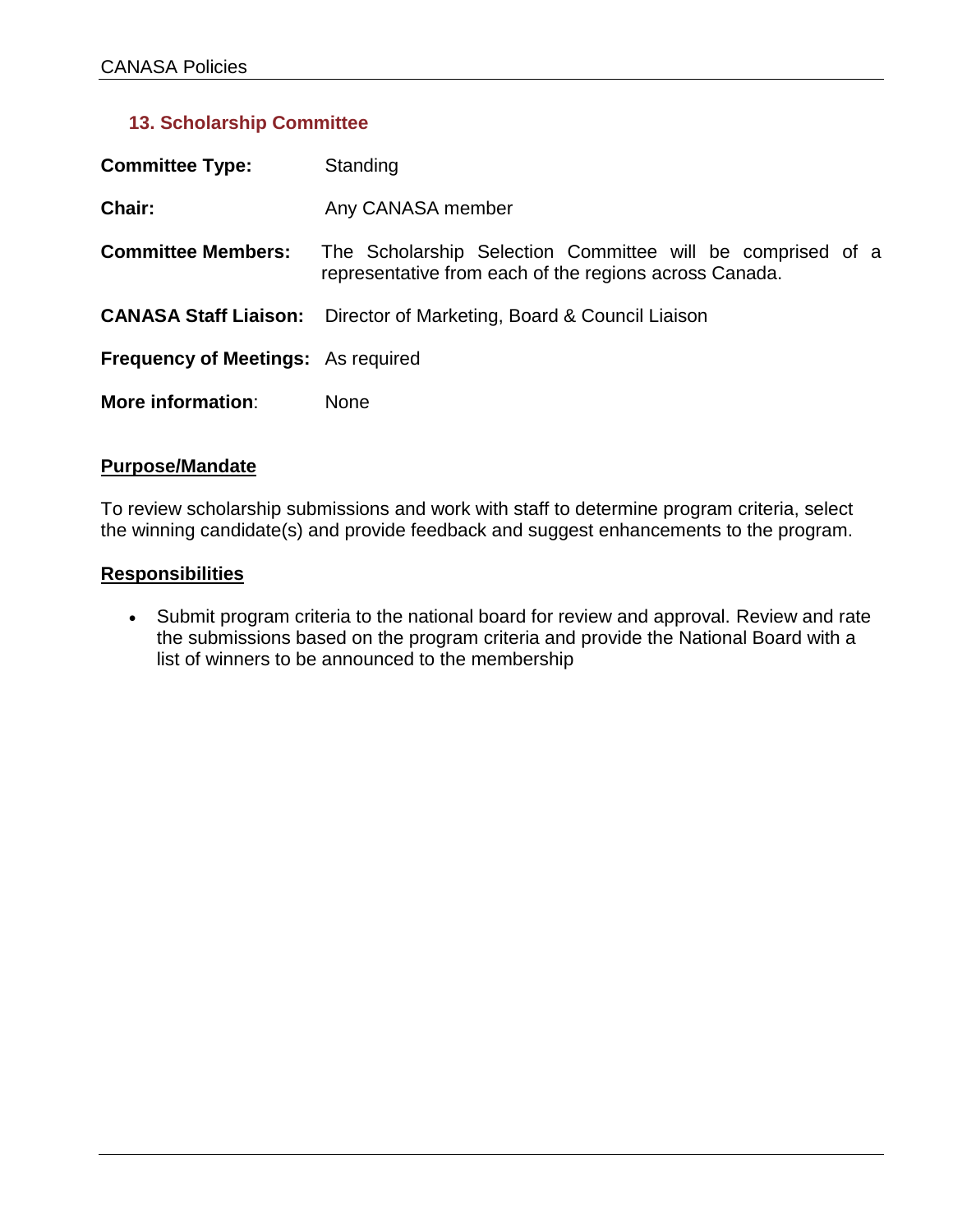## 13. Scholarship Committee

**Committee Type:** Standing

**Chair:** Any CANASA member

**Committee Members:** The Scholarship Selection Committee will be comprised of a representative from each of the regions across Canada.

**CANASA Staff Liaison:** Director of Marketing, Board & Council Liaison

**Frequency of Meetings:** As required

**More information**: None

**Purpose/Mandate**

To review scholarship submissions and work with staff to determine program criteria, select the winning candidate(s) and provide feedback and suggest enhancements to the program.

**Responsibilities**

- Submit program criteria to the national board for review and approval. Review and rate the submissions based on the program criteria and provide the National Board with a list of winners to be announced to the membership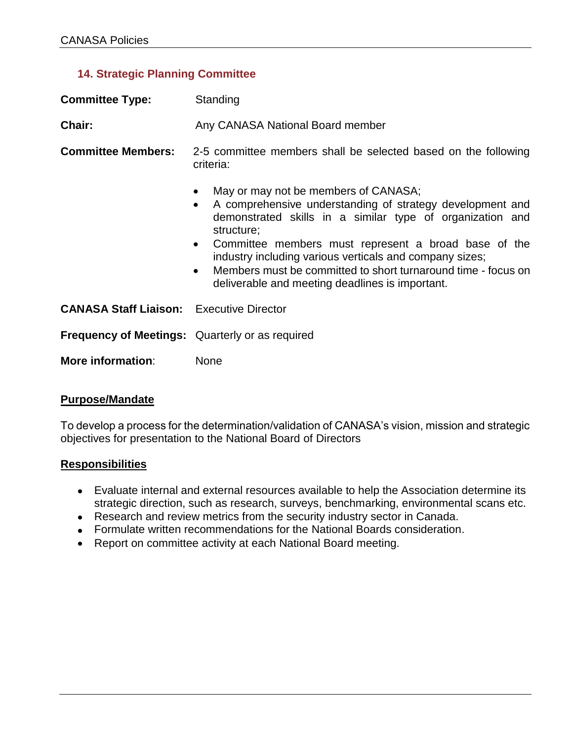## 14. Strategic Planning Committee

**Committee Type:** Standing

**Chair:** Any CANASA National Board member

**Committee Members:** 2-5 committee members shall be selected based on the following criteria:

- May or may not be members of CANASA;
- A comprehensive understanding of strategy development and demonstrated skills in a similar type of organization and structure;
- Committee members must represent a broad base of the industry including various verticals and company sizes;
- Members must be committed to short turnaround time - focus on deliverable and meeting deadlines is important.

**CANASA Staff Liaison:** Executive Director

**Frequency of Meetings:** Quarterly or as required

**More information:** None

### Purpose/Mandate

To develop a process for the determination/validation of CANASA's vision, mission and strategic objectives for presentation to the National Board of Directors

### Responsibilities

- Evaluate internal and external resources available to help the Association determine its strategic direction, such as research, surveys, benchmarking, environmental scans etc.
- Research and review metrics from the security industry sector in Canada.
- Formulate written recommendations for the National Boards consideration.
- Report on committee activity at each National Board meeting.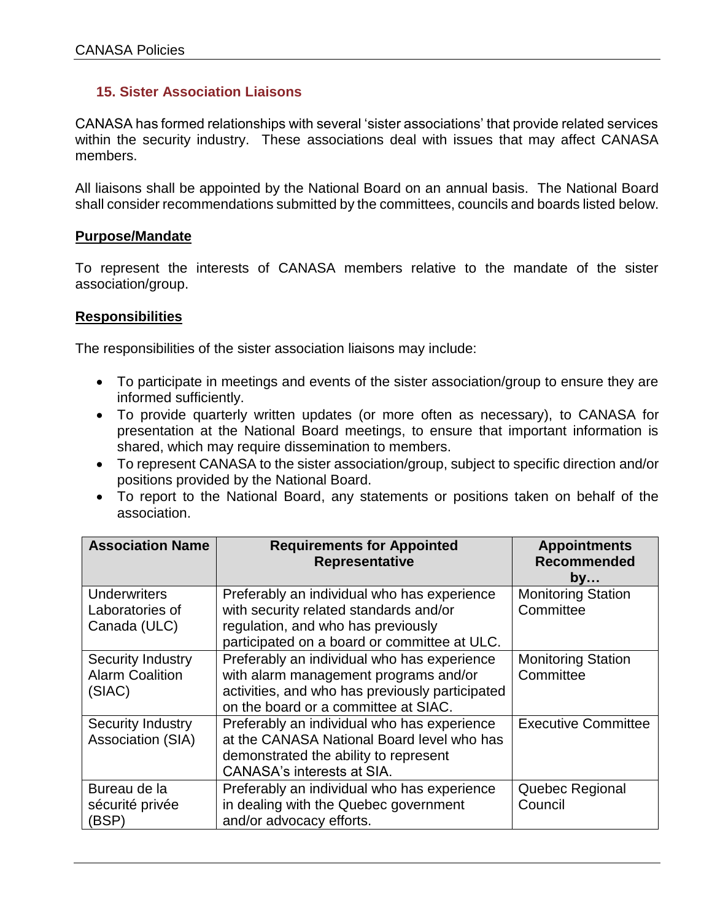## 15. Sister Association Liaisons

CANASA has formed relationships with several 'sister associations' that provide related services within the security industry. These associations deal with issues that may affect CANASA members.

All liaisons shall be appointed by the National Board on an annual basis. The National Board shall consider recommendations submitted by the committees, councils and boards listed below.

### Purpose/Mandate

To represent the interests of CANASA members relative to the mandate of the sister association/group.

### Responsibilities

The responsibilities of the sister association liaisons may include:

- To participate in meetings and events of the sister association/group to ensure they are informed sufficiently.
- To provide quarterly written updates (or more often as necessary), to CANASA for presentation at the National Board meetings, to ensure that important information is shared, which may require dissemination to members.
- To represent CANASA to the sister association/group, subject to specific direction and/or positions provided by the National Board.
- To report to the National Board, any statements or positions taken on behalf of the association.

| Association Name | Requirements for Appointed Representative | Appointments Recommended by… |
|---|---|---|
| Underwriters Laboratories of Canada (ULC) | Preferably an individual who has experience with security related standards and/or regulation, and who has previously participated on a board or committee at ULC. | Monitoring Station Committee |
| Security Industry Alarm Coalition (SIAC) | Preferably an individual who has experience with alarm management programs and/or activities, and who has previously participated on the board or a committee at SIAC. | Monitoring Station Committee |
| Security Industry Association (SIA) | Preferably an individual who has experience at the CANASA National Board level who has demonstrated the ability to represent CANASA's interests at SIA. | Executive Committee |
| Bureau de la sécurité privée (BSP) | Preferably an individual who has experience in dealing with the Quebec government and/or advocacy efforts. | Quebec Regional Council |